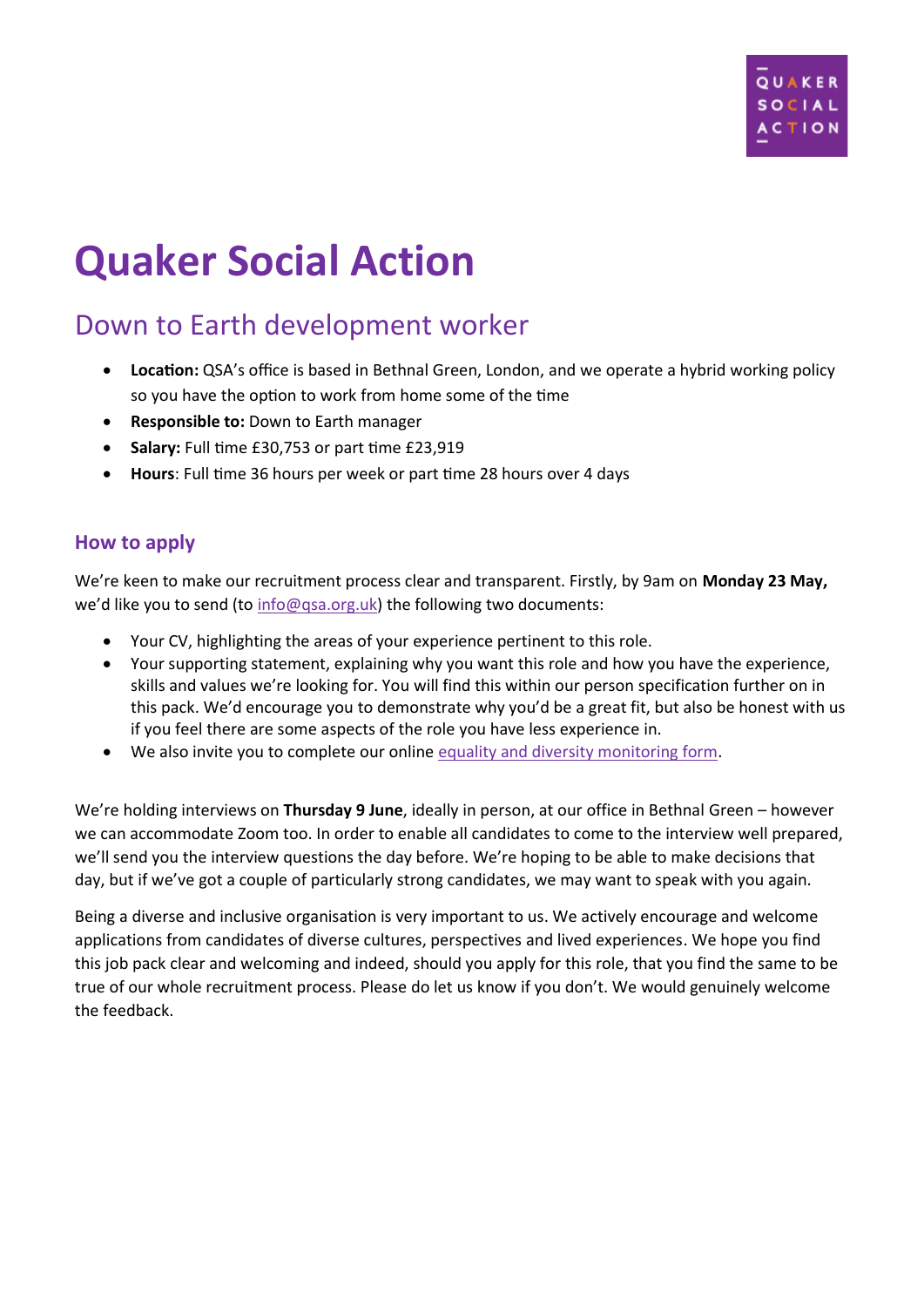# Quaker Social Action

## Down to Earth development worker

- **Location:** QSA's office is based in Bethnal Green, London, and we operate a hybrid working policy so you have the option to work from home some of the time
- **Responsible to:** Down to Earth manager
- **Salary:** Full time £30,753 or part time £23,919
- **Hours**: Full time 36 hours per week or part time 28 hours over 4 days

### How to apply

We're keen to make our recruitment process clear and transparent. Firstly, by 9am on **Monday 23 May,** we'd like you to send (to info@qsa.org.uk) the following two documents:

- Your CV, highlighting the areas of your experience pertinent to this role.
- Your supporting statement, explaining why you want this role and how you have the experience, skills and values we're looking for. You will find this within our person specification further on in this pack. We'd encourage you to demonstrate why you'd be a great fit, but also be honest with us if you feel there are some aspects of the role you have less experience in.
- We also invite you to complete our online equality and diversity monitoring form.

We're holding interviews on **Thursday 9 June**, ideally in person, at our office in Bethnal Green – however we can accommodate Zoom too. In order to enable all candidates to come to the interview well prepared, we'll send you the interview questions the day before. We're hoping to be able to make decisions that day, but if we've got a couple of particularly strong candidates, we may want to speak with you again.

Being a diverse and inclusive organisation is very important to us. We actively encourage and welcome applications from candidates of diverse cultures, perspectives and lived experiences. We hope you find this job pack clear and welcoming and indeed, should you apply for this role, that you find the same to be true of our whole recruitment process. Please do let us know if you don't. We would genuinely welcome the feedback.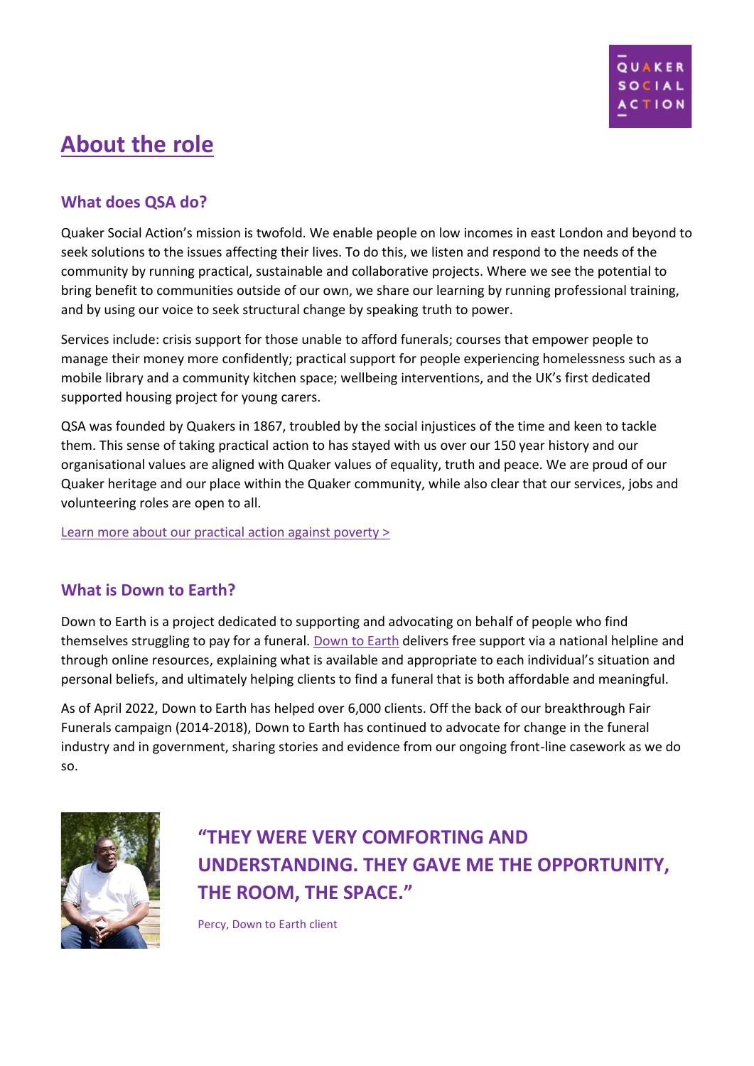# About the role

## What does QSA do?

Quaker Social Action's mission is twofold. We enable people on low incomes in east London and beyond to seek solutions to the issues affecting their lives. To do this, we listen and respond to the needs of the community by running practical, sustainable and collaborative projects. Where we see the potential to bring benefit to communities outside of our own, we share our learning by running professional training, and by using our voice to seek structural change by speaking truth to power.

Services include: crisis support for those unable to afford funerals; courses that empower people to manage their money more confidently; practical support for people experiencing homelessness such as a mobile library and a community kitchen space; wellbeing interventions, and the UK's first dedicated supported housing project for young carers.

QSA was founded by Quakers in 1867, troubled by the social injustices of the time and keen to tackle them. This sense of taking practical action to has stayed with us over our 150 year history and our organisational values are aligned with Quaker values of equality, truth and peace. We are proud of our Quaker heritage and our place within the Quaker community, while also clear that our services, jobs and volunteering roles are open to all.

Learn more about our practical action against poverty >

## What is Down to Earth?

Down to Earth is a project dedicated to supporting and advocating on behalf of people who find themselves struggling to pay for a funeral. Down to Earth delivers free support via a national helpline and through online resources, explaining what is available and appropriate to each individual's situation and personal beliefs, and ultimately helping clients to find a funeral that is both affordable and meaningful.

As of April 2022, Down to Earth has helped over 6,000 clients. Off the back of our breakthrough Fair Funerals campaign (2014-2018), Down to Earth has continued to advocate for change in the funeral industry and in government, sharing stories and evidence from our ongoing front-line casework as we do so.

**"THEY WERE VERY COMFORTING AND UNDERSTANDING. THEY GAVE ME THE OPPORTUNITY, THE ROOM, THE SPACE."**

Percy, Down to Earth client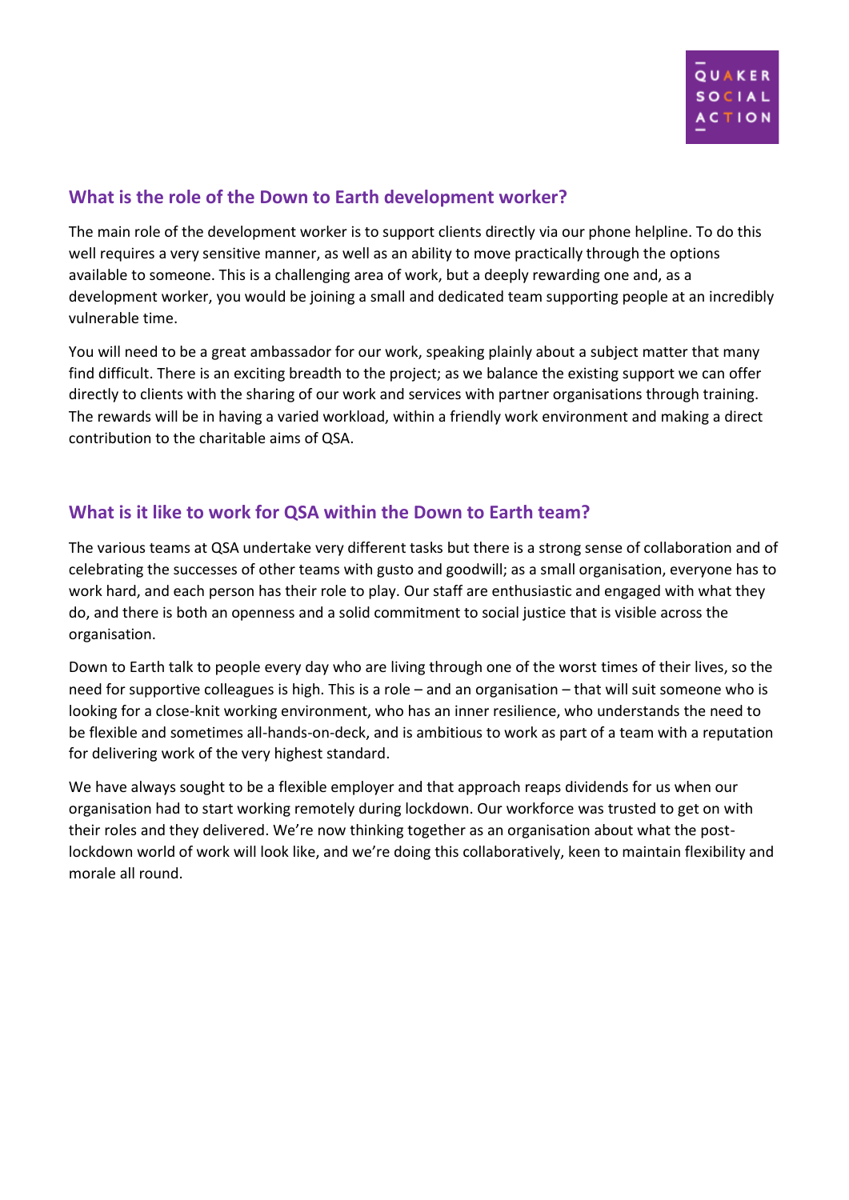## What is the role of the Down to Earth development worker?

The main role of the development worker is to support clients directly via our phone helpline. To do this well requires a very sensitive manner, as well as an ability to move practically through the options available to someone. This is a challenging area of work, but a deeply rewarding one and, as a development worker, you would be joining a small and dedicated team supporting people at an incredibly vulnerable time.

You will need to be a great ambassador for our work, speaking plainly about a subject matter that many find difficult. There is an exciting breadth to the project; as we balance the existing support we can offer directly to clients with the sharing of our work and services with partner organisations through training. The rewards will be in having a varied workload, within a friendly work environment and making a direct contribution to the charitable aims of QSA.

## What is it like to work for QSA within the Down to Earth team?

The various teams at QSA undertake very different tasks but there is a strong sense of collaboration and of celebrating the successes of other teams with gusto and goodwill; as a small organisation, everyone has to work hard, and each person has their role to play. Our staff are enthusiastic and engaged with what they do, and there is both an openness and a solid commitment to social justice that is visible across the organisation.

Down to Earth talk to people every day who are living through one of the worst times of their lives, so the need for supportive colleagues is high. This is a role – and an organisation – that will suit someone who is looking for a close-knit working environment, who has an inner resilience, who understands the need to be flexible and sometimes all-hands-on-deck, and is ambitious to work as part of a team with a reputation for delivering work of the very highest standard.

We have always sought to be a flexible employer and that approach reaps dividends for us when our organisation had to start working remotely during lockdown. Our workforce was trusted to get on with their roles and they delivered. We're now thinking together as an organisation about what the post-lockdown world of work will look like, and we're doing this collaboratively, keen to maintain flexibility and morale all round.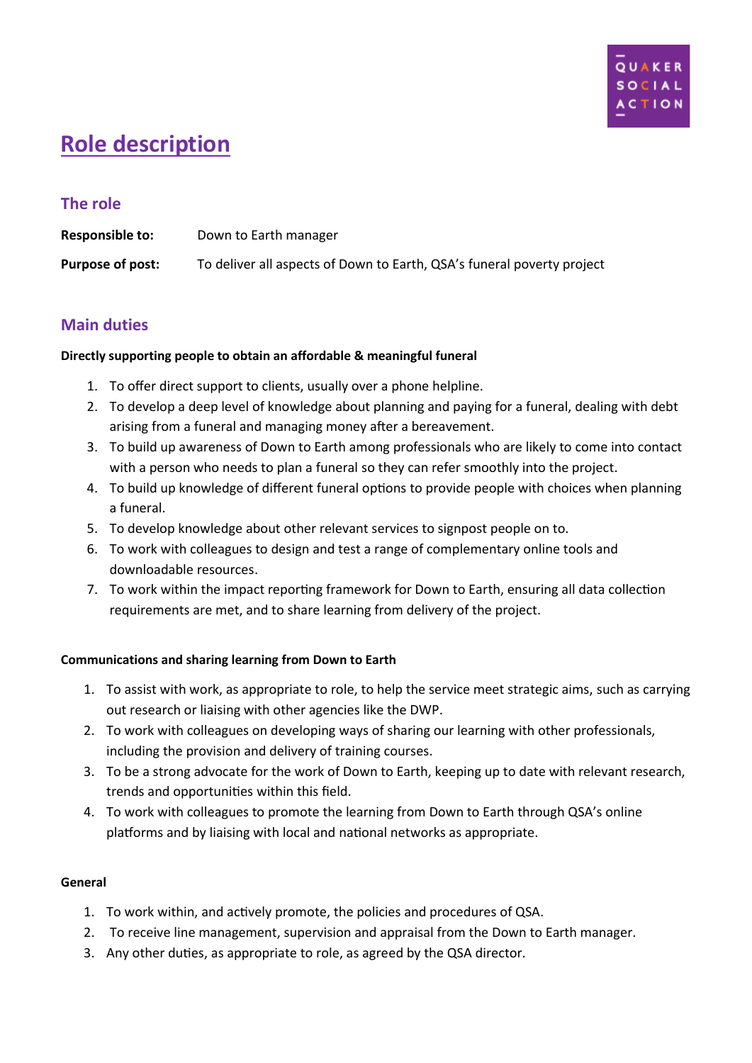# Role description

## The role

| | |
|---|---|
| **Responsible to:** | Down to Earth manager |
| **Purpose of post:** | To deliver all aspects of Down to Earth, QSA's funeral poverty project |

## Main duties

**Directly supporting people to obtain an affordable & meaningful funeral**

1. To offer direct support to clients, usually over a phone helpline.
2. To develop a deep level of knowledge about planning and paying for a funeral, dealing with debt arising from a funeral and managing money after a bereavement.
3. To build up awareness of Down to Earth among professionals who are likely to come into contact with a person who needs to plan a funeral so they can refer smoothly into the project.
4. To build up knowledge of different funeral options to provide people with choices when planning a funeral.
5. To develop knowledge about other relevant services to signpost people on to.
6. To work with colleagues to design and test a range of complementary online tools and downloadable resources.
7. To work within the impact reporting framework for Down to Earth, ensuring all data collection requirements are met, and to share learning from delivery of the project.

**Communications and sharing learning from Down to Earth**

1. To assist with work, as appropriate to role, to help the service meet strategic aims, such as carrying out research or liaising with other agencies like the DWP.
2. To work with colleagues on developing ways of sharing our learning with other professionals, including the provision and delivery of training courses.
3. To be a strong advocate for the work of Down to Earth, keeping up to date with relevant research, trends and opportunities within this field.
4. To work with colleagues to promote the learning from Down to Earth through QSA's online platforms and by liaising with local and national networks as appropriate.

**General**

1. To work within, and actively promote, the policies and procedures of QSA.
2. To receive line management, supervision and appraisal from the Down to Earth manager.
3. Any other duties, as appropriate to role, as agreed by the QSA director.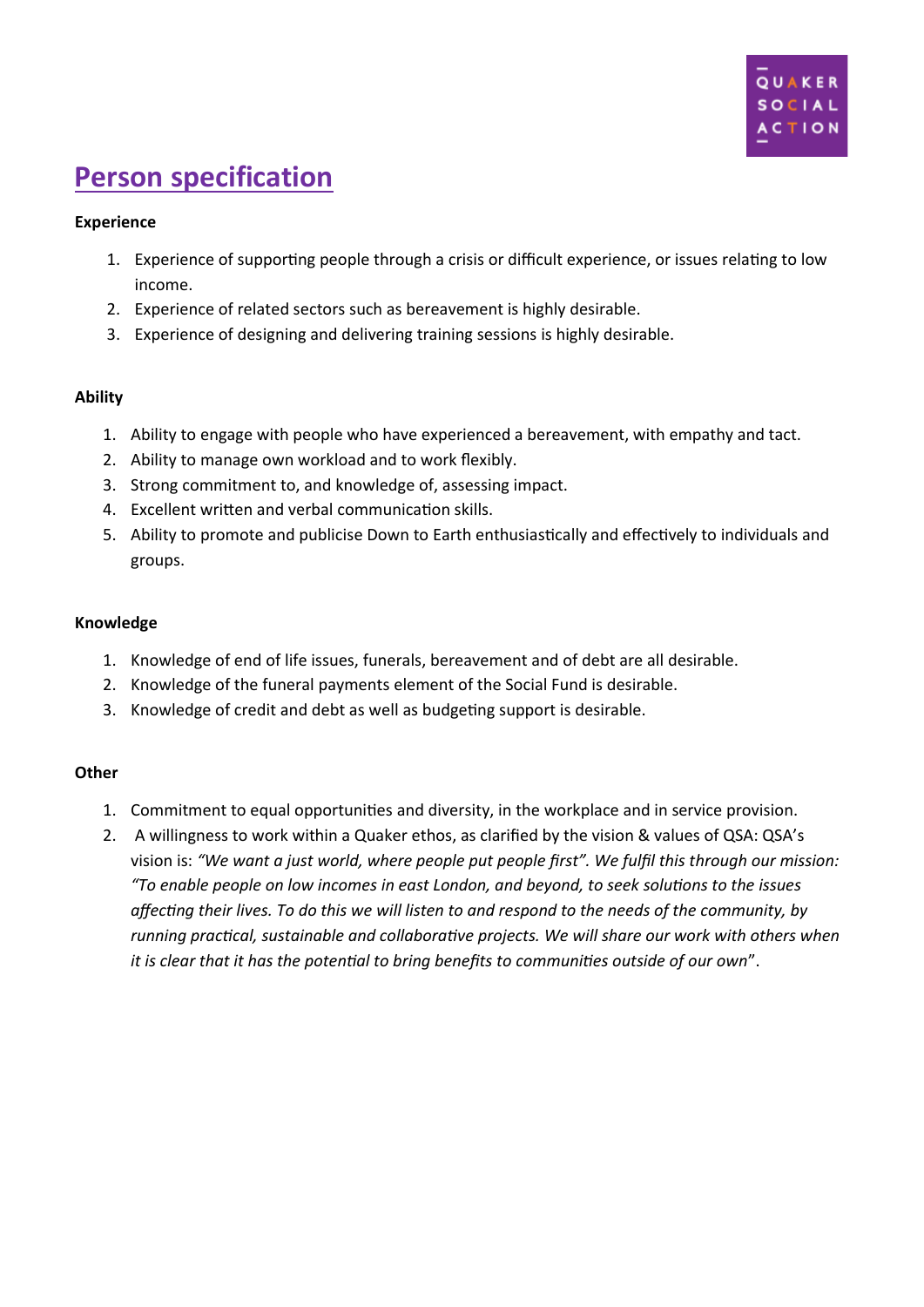# Person specification

**Experience**

1. Experience of supporting people through a crisis or difficult experience, or issues relating to low income.
2. Experience of related sectors such as bereavement is highly desirable.
3. Experience of designing and delivering training sessions is highly desirable.

**Ability**

1. Ability to engage with people who have experienced a bereavement, with empathy and tact.
2. Ability to manage own workload and to work flexibly.
3. Strong commitment to, and knowledge of, assessing impact.
4. Excellent written and verbal communication skills.
5. Ability to promote and publicise Down to Earth enthusiastically and effectively to individuals and groups.

**Knowledge**

1. Knowledge of end of life issues, funerals, bereavement and of debt are all desirable.
2. Knowledge of the funeral payments element of the Social Fund is desirable.
3. Knowledge of credit and debt as well as budgeting support is desirable.

**Other**

1. Commitment to equal opportunities and diversity, in the workplace and in service provision.
2. A willingness to work within a Quaker ethos, as clarified by the vision & values of QSA: QSA's vision is: *"We want a just world, where people put people first". We fulfil this through our mission: "To enable people on low incomes in east London, and beyond, to seek solutions to the issues affecting their lives. To do this we will listen to and respond to the needs of the community, by running practical, sustainable and collaborative projects. We will share our work with others when it is clear that it has the potential to bring benefits to communities outside of our own*".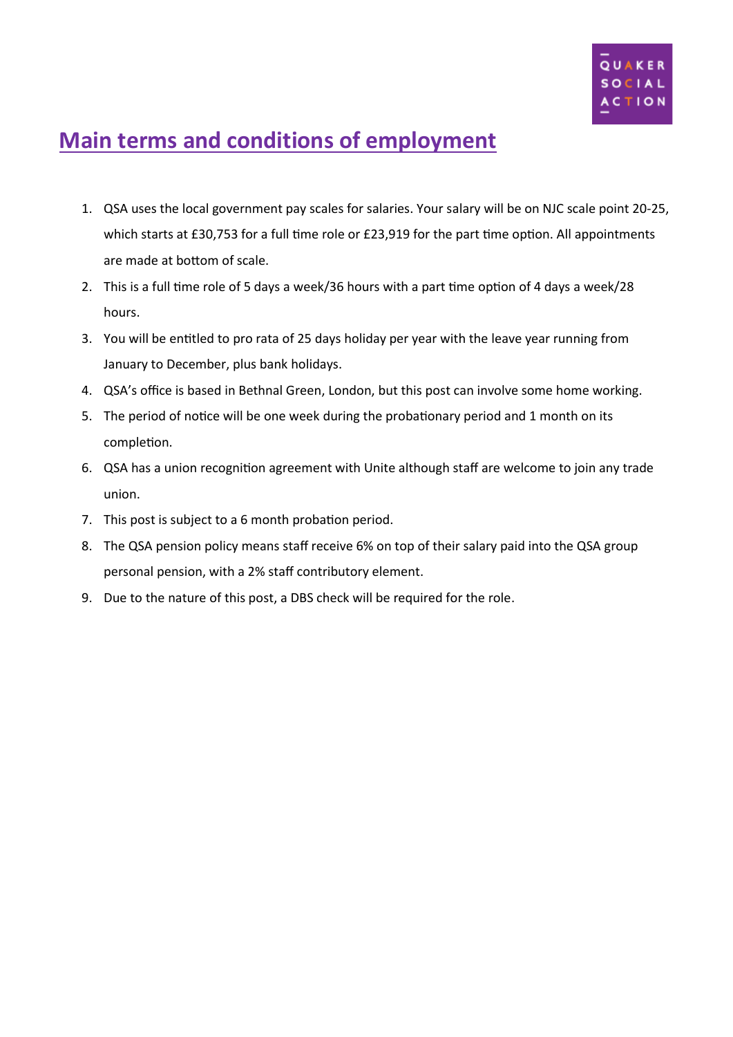# Main terms and conditions of employment

1. QSA uses the local government pay scales for salaries. Your salary will be on NJC scale point 20-25, which starts at £30,753 for a full time role or £23,919 for the part time option. All appointments are made at bottom of scale.
2. This is a full time role of 5 days a week/36 hours with a part time option of 4 days a week/28 hours.
3. You will be entitled to pro rata of 25 days holiday per year with the leave year running from January to December, plus bank holidays.
4. QSA's office is based in Bethnal Green, London, but this post can involve some home working.
5. The period of notice will be one week during the probationary period and 1 month on its completion.
6. QSA has a union recognition agreement with Unite although staff are welcome to join any trade union.
7. This post is subject to a 6 month probation period.
8. The QSA pension policy means staff receive 6% on top of their salary paid into the QSA group personal pension, with a 2% staff contributory element.
9. Due to the nature of this post, a DBS check will be required for the role.